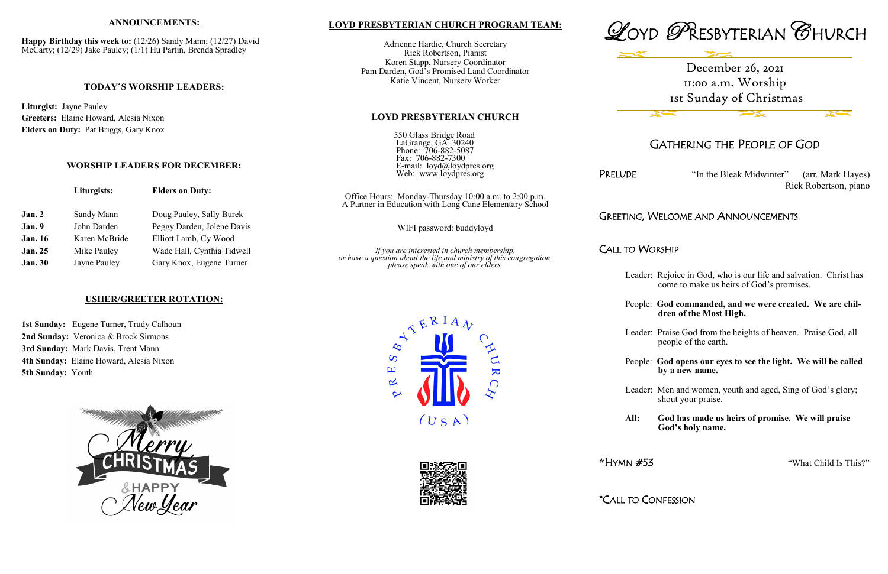## ANNOUNCEMENTS:

**Happy Birthday this week to:** (12/26) Sandy Mann; (12/27) David McCarty; (12/29) Jake Pauley; (1/1) Hu Partin, Brenda Spradley

## TODAY'S WORSHIP LEADERS:

**Liturgist:** Jayne Pauley
**Greeters:** Elaine Howard, Alesia Nixon
**Elders on Duty:** Pat Briggs, Gary Knox

## WORSHIP LEADERS FOR DECEMBER:

| | Liturgists: | Elders on Duty: |
|---|---|---|
| **Jan. 2** | Sandy Mann | Doug Pauley, Sally Burek |
| **Jan. 9** | John Darden | Peggy Darden, Jolene Davis |
| **Jan. 16** | Karen McBride | Elliott Lamb, Cy Wood |
| **Jan. 25** | Mike Pauley | Wade Hall, Cynthia Tidwell |
| **Jan. 30** | Jayne Pauley | Gary Knox, Eugene Turner |

## USHER/GREETER ROTATION:

**1st Sunday:** Eugene Turner, Trudy Calhoun
**2nd Sunday:** Veronica & Brock Sirmons
**3rd Sunday:** Mark Davis, Trent Mann
**4th Sunday:** Elaine Howard, Alesia Nixon
**5th Sunday:** Youth

Merry CHRISTMAS & HAPPY New Year

## LOYD PRESBYTERIAN CHURCH PROGRAM TEAM:

Adrienne Hardie, Church Secretary
Rick Robertson, Pianist
Koren Stapp, Nursery Coordinator
Pam Darden, God's Promised Land Coordinator
Katie Vincent, Nursery Worker

## LOYD PRESBYTERIAN CHURCH

550 Glass Bridge Road
LaGrange, GA 30240
Phone: 706-882-5087
Fax: 706-882-7300
E-mail: loyd@loydpres.org
Web: www.loydpres.org

Office Hours: Monday-Thursday 10:00 a.m. to 2:00 p.m.
A Partner in Education with Long Cane Elementary School

WIFI password: buddyloyd

*If you are interested in church membership, or have a question about the life and ministry of this congregation, please speak with one of our elders.*

PRESBYTERIAN CHURCH (USA)

# LOYD PRESBYTERIAN CHURCH

December 26, 2021
11:00 a.m. Worship
1st Sunday of Christmas

## GATHERING THE PEOPLE OF GOD

PRELUDE — "In the Bleak Midwinter" (arr. Mark Hayes)
Rick Robertson, piano

GREETING, WELCOME AND ANNOUNCEMENTS

CALL TO WORSHIP

Leader: Rejoice in God, who is our life and salvation. Christ has come to make us heirs of God's promises.

People: **God commanded, and we were created. We are children of the Most High.**

Leader: Praise God from the heights of heaven. Praise God, all people of the earth.

People: **God opens our eyes to see the light. We will be called by a new name.**

Leader: Men and women, youth and aged, Sing of God's glory; shout your praise.

**All: God has made us heirs of promise. We will praise God's holy name.**

*HYMN #53 — "What Child Is This?"

*CALL TO CONFESSION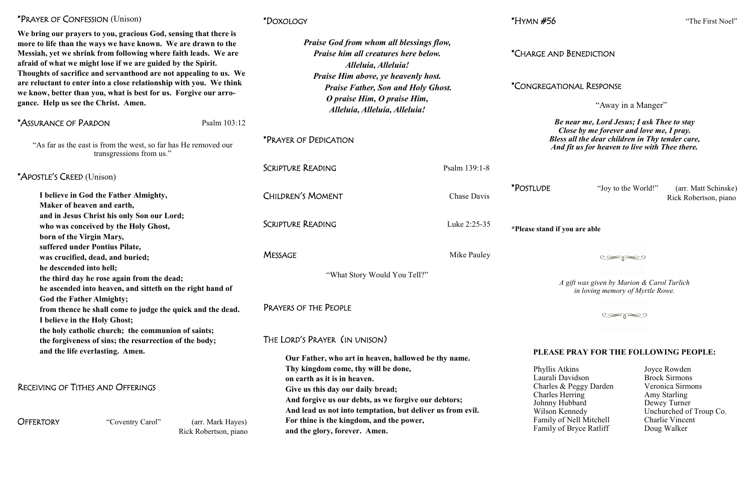## *Prayer of Confession (Unison)

**We bring our prayers to you, gracious God, sensing that there is more to life than the ways we have known. We are drawn to the Messiah, yet we shrink from following where faith leads. We are afraid of what we might lose if we are guided by the Spirit. Thoughts of sacrifice and servanthood are not appealing to us. We are reluctant to enter into a close relationship with you. We think we know, better than you, what is best for us. Forgive our arrogance. Help us see the Christ. Amen.**

## *Assurance of Pardon — Psalm 103:12

"As far as the east is from the west, so far has He removed our transgressions from us."

## *Apostle's Creed (Unison)

**I believe in God the Father Almighty,**
**Maker of heaven and earth,**
**and in Jesus Christ his only Son our Lord;**
**who was conceived by the Holy Ghost,**
**born of the Virgin Mary,**
**suffered under Pontius Pilate,**
**was crucified, dead, and buried;**
**he descended into hell;**
**the third day he rose again from the dead;**
**he ascended into heaven, and sitteth on the right hand of God the Father Almighty;**
**from thence he shall come to judge the quick and the dead.**
**I believe in the Holy Ghost;**
**the holy catholic church; the communion of saints;**
**the forgiveness of sins; the resurrection of the body;**
**and the life everlasting. Amen.**

## Receiving of Tithes and Offerings

## Offertory — "Coventry Carol" (arr. Mark Hayes)

Rick Robertson, piano

## *Doxology

***Praise God from whom all blessings flow,***
***Praise him all creatures here below.***
***Alleluia, Alleluia!***
***Praise Him above, ye heavenly host.***
***Praise Father, Son and Holy Ghost.***
***O praise Him, O praise Him,***
***Alleluia, Alleluia, Alleluia!***

## *Prayer of Dedication

## Scripture Reading — Psalm 139:1-8

## Children's Moment — Chase Davis

## Scripture Reading — Luke 2:25-35

## Message — Mike Pauley

"What Story Would You Tell?"

## Prayers of the People

## The Lord's Prayer (in unison)

**Our Father, who art in heaven, hallowed be thy name.**
**Thy kingdom come, thy will be done,**
**on earth as it is in heaven.**
**Give us this day our daily bread;**
**And forgive us our debts, as we forgive our debtors;**
**And lead us not into temptation, but deliver us from evil.**
**For thine is the kingdom, and the power,**
**and the glory, forever. Amen.**

## *Hymn #56 — "The First Noel"

## *Charge and Benediction

## *Congregational Response

"Away in a Manger"

***Be near me, Lord Jesus; I ask Thee to stay***
***Close by me forever and love me, I pray.***
***Bless all the dear children in Thy tender care,***
***And fit us for heaven to live with Thee there.***

## *Postlude — "Joy to the World!" (arr. Matt Schinske)

Rick Robertson, piano

**\*Please stand if you are able**

*A gift was given by Marion & Carol Turlich in loving memory of Myrtle Rowe.*

### PLEASE PRAY FOR THE FOLLOWING PEOPLE:

Phyllis Atkins
Laurali Davidson
Charles & Peggy Darden
Charles Herring
Johnny Hubbard
Wilson Kennedy
Family of Nell Mitchell
Family of Bryce Ratliff
Joyce Rowden
Brock Sirmons
Veronica Sirmons
Amy Starling
Dewey Turner
Unchurched of Troup Co.
Charlie Vincent
Doug Walker